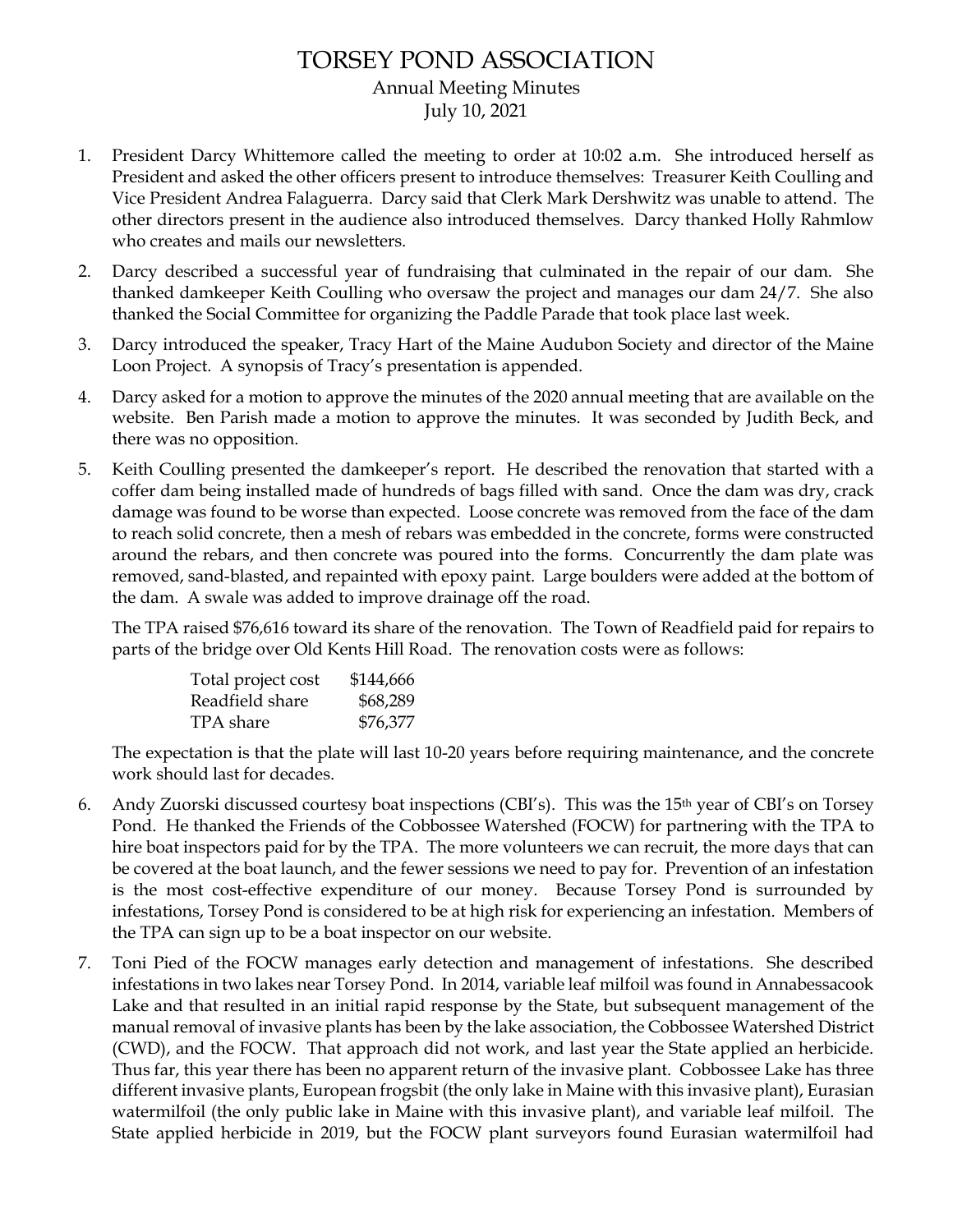# TORSEY POND ASSOCIATION

Annual Meeting Minutes

July 10, 2021

1. President Darcy Whittemore called the meeting to order at 10:02 a.m. She introduced herself as President and asked the other officers present to introduce themselves: Treasurer Keith Coulling and Vice President Andrea Falaguerra. Darcy said that Clerk Mark Dershwitz was unable to attend. The other directors present in the audience also introduced themselves. Darcy thanked Holly Rahmlow who creates and mails our newsletters.

2. Darcy described a successful year of fundraising that culminated in the repair of our dam. She thanked damkeeper Keith Coulling who oversaw the project and manages our dam 24/7. She also thanked the Social Committee for organizing the Paddle Parade that took place last week.

3. Darcy introduced the speaker, Tracy Hart of the Maine Audubon Society and director of the Maine Loon Project. A synopsis of Tracy's presentation is appended.

4. Darcy asked for a motion to approve the minutes of the 2020 annual meeting that are available on the website. Ben Parish made a motion to approve the minutes. It was seconded by Judith Beck, and there was no opposition.

5. Keith Coulling presented the damkeeper's report. He described the renovation that started with a coffer dam being installed made of hundreds of bags filled with sand. Once the dam was dry, crack damage was found to be worse than expected. Loose concrete was removed from the face of the dam to reach solid concrete, then a mesh of rebars was embedded in the concrete, forms were constructed around the rebars, and then concrete was poured into the forms. Concurrently the dam plate was removed, sand-blasted, and repainted with epoxy paint. Large boulders were added at the bottom of the dam. A swale was added to improve drainage off the road.

   The TPA raised $76,616 toward its share of the renovation. The Town of Readfield paid for repairs to parts of the bridge over Old Kents Hill Road. The renovation costs were as follows:

   | | |
   |---|---|
   | Total project cost | $144,666 |
   | Readfield share | $68,289 |
   | TPA share | $76,377 |

   The expectation is that the plate will last 10-20 years before requiring maintenance, and the concrete work should last for decades.

6. Andy Zuorski discussed courtesy boat inspections (CBI's). This was the 15th year of CBI's on Torsey Pond. He thanked the Friends of the Cobbossee Watershed (FOCW) for partnering with the TPA to hire boat inspectors paid for by the TPA. The more volunteers we can recruit, the more days that can be covered at the boat launch, and the fewer sessions we need to pay for. Prevention of an infestation is the most cost-effective expenditure of our money. Because Torsey Pond is surrounded by infestations, Torsey Pond is considered to be at high risk for experiencing an infestation. Members of the TPA can sign up to be a boat inspector on our website.

7. Toni Pied of the FOCW manages early detection and management of infestations. She described infestations in two lakes near Torsey Pond. In 2014, variable leaf milfoil was found in Annabessacook Lake and that resulted in an initial rapid response by the State, but subsequent management of the manual removal of invasive plants has been by the lake association, the Cobbossee Watershed District (CWD), and the FOCW. That approach did not work, and last year the State applied an herbicide. Thus far, this year there has been no apparent return of the invasive plant. Cobbossee Lake has three different invasive plants, European frogsbit (the only lake in Maine with this invasive plant), Eurasian watermilfoil (the only public lake in Maine with this invasive plant), and variable leaf milfoil. The State applied herbicide in 2019, but the FOCW plant surveyors found Eurasian watermilfoil had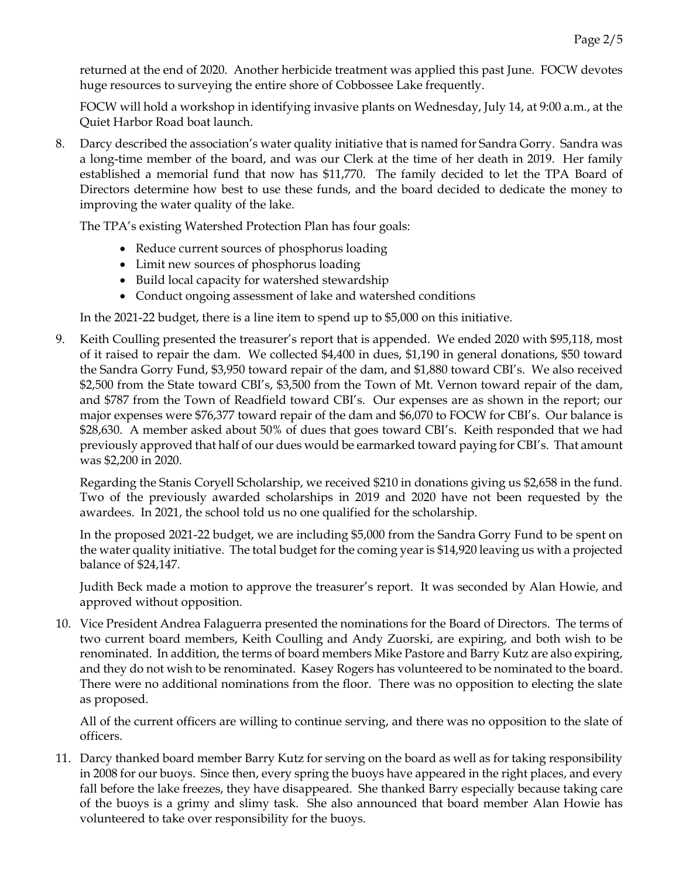returned at the end of 2020. Another herbicide treatment was applied this past June. FOCW devotes huge resources to surveying the entire shore of Cobbossee Lake frequently.

FOCW will hold a workshop in identifying invasive plants on Wednesday, July 14, at 9:00 a.m., at the Quiet Harbor Road boat launch.

8. Darcy described the association's water quality initiative that is named for Sandra Gorry. Sandra was a long-time member of the board, and was our Clerk at the time of her death in 2019. Her family established a memorial fund that now has $11,770. The family decided to let the TPA Board of Directors determine how best to use these funds, and the board decided to dedicate the money to improving the water quality of the lake.

   The TPA's existing Watershed Protection Plan has four goals:

   - Reduce current sources of phosphorus loading
   - Limit new sources of phosphorus loading
   - Build local capacity for watershed stewardship
   - Conduct ongoing assessment of lake and watershed conditions

   In the 2021-22 budget, there is a line item to spend up to $5,000 on this initiative.

9. Keith Coulling presented the treasurer's report that is appended. We ended 2020 with $95,118, most of it raised to repair the dam. We collected $4,400 in dues, $1,190 in general donations, $50 toward the Sandra Gorry Fund, $3,950 toward repair of the dam, and $1,880 toward CBI's. We also received $2,500 from the State toward CBI's, $3,500 from the Town of Mt. Vernon toward repair of the dam, and $787 from the Town of Readfield toward CBI's. Our expenses are as shown in the report; our major expenses were $76,377 toward repair of the dam and $6,070 to FOCW for CBI's. Our balance is $28,630. A member asked about 50% of dues that goes toward CBI's. Keith responded that we had previously approved that half of our dues would be earmarked toward paying for CBI's. That amount was $2,200 in 2020.

   Regarding the Stanis Coryell Scholarship, we received $210 in donations giving us $2,658 in the fund. Two of the previously awarded scholarships in 2019 and 2020 have not been requested by the awardees. In 2021, the school told us no one qualified for the scholarship.

   In the proposed 2021-22 budget, we are including $5,000 from the Sandra Gorry Fund to be spent on the water quality initiative. The total budget for the coming year is $14,920 leaving us with a projected balance of $24,147.

   Judith Beck made a motion to approve the treasurer's report. It was seconded by Alan Howie, and approved without opposition.

10. Vice President Andrea Falaguerra presented the nominations for the Board of Directors. The terms of two current board members, Keith Coulling and Andy Zuorski, are expiring, and both wish to be renominated. In addition, the terms of board members Mike Pastore and Barry Kutz are also expiring, and they do not wish to be renominated. Kasey Rogers has volunteered to be nominated to the board. There were no additional nominations from the floor. There was no opposition to electing the slate as proposed.

    All of the current officers are willing to continue serving, and there was no opposition to the slate of officers.

11. Darcy thanked board member Barry Kutz for serving on the board as well as for taking responsibility in 2008 for our buoys. Since then, every spring the buoys have appeared in the right places, and every fall before the lake freezes, they have disappeared. She thanked Barry especially because taking care of the buoys is a grimy and slimy task. She also announced that board member Alan Howie has volunteered to take over responsibility for the buoys.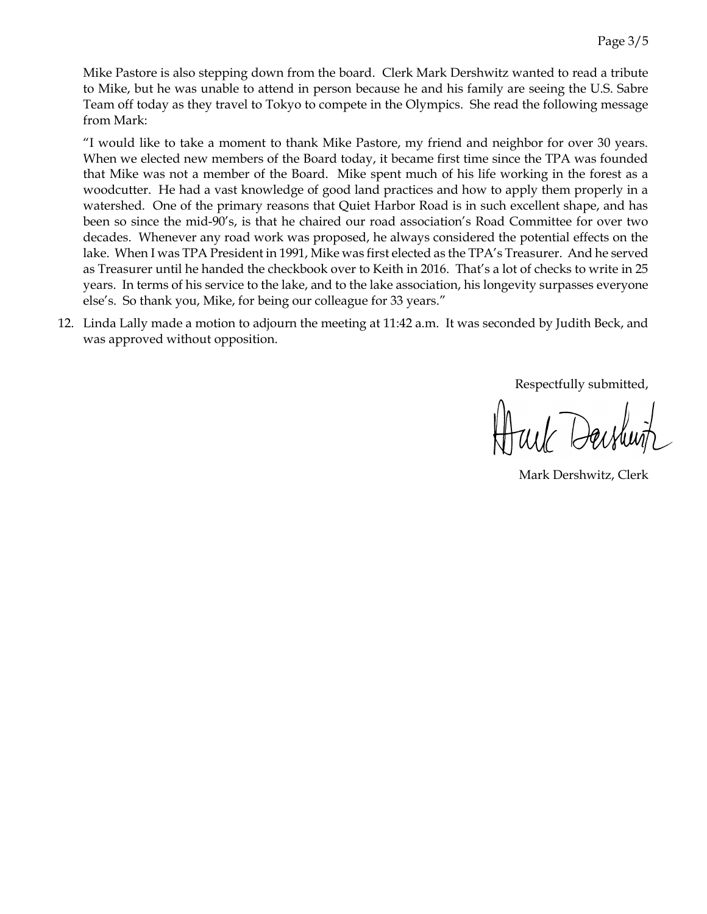Mike Pastore is also stepping down from the board. Clerk Mark Dershwitz wanted to read a tribute to Mike, but he was unable to attend in person because he and his family are seeing the U.S. Sabre Team off today as they travel to Tokyo to compete in the Olympics. She read the following message from Mark:

"I would like to take a moment to thank Mike Pastore, my friend and neighbor for over 30 years. When we elected new members of the Board today, it became first time since the TPA was founded that Mike was not a member of the Board. Mike spent much of his life working in the forest as a woodcutter. He had a vast knowledge of good land practices and how to apply them properly in a watershed. One of the primary reasons that Quiet Harbor Road is in such excellent shape, and has been so since the mid-90's, is that he chaired our road association's Road Committee for over two decades. Whenever any road work was proposed, he always considered the potential effects on the lake. When I was TPA President in 1991, Mike was first elected as the TPA's Treasurer. And he served as Treasurer until he handed the checkbook over to Keith in 2016. That's a lot of checks to write in 25 years. In terms of his service to the lake, and to the lake association, his longevity surpasses everyone else's. So thank you, Mike, for being our colleague for 33 years."

12. Linda Lally made a motion to adjourn the meeting at 11:42 a.m. It was seconded by Judith Beck, and was approved without opposition.

Respectfully submitted,

Mark Dershwitz, Clerk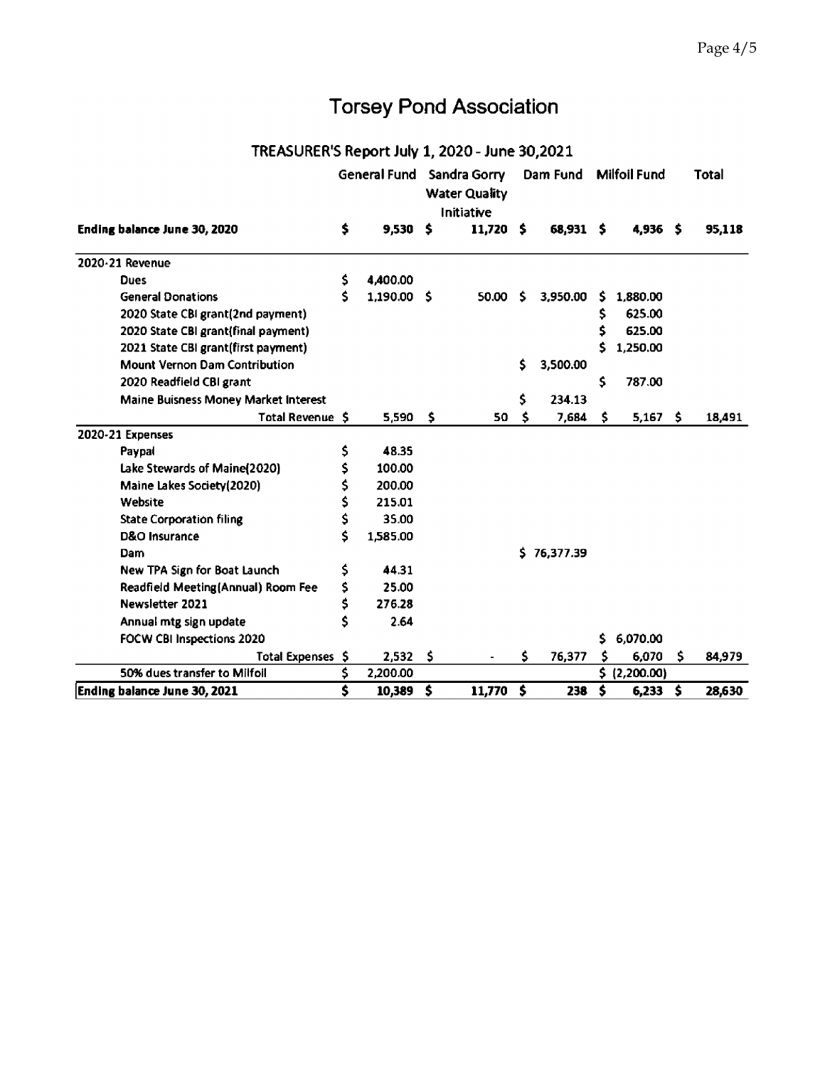# Torsey Pond Association

## TREASURER'S Report July 1, 2020 - June 30,2021

| | General Fund | Sandra Gorry Water Quality Initiative | Dam Fund | Milfoil Fund | Total |
|---|---|---|---|---|---|
| **Ending balance June 30, 2020** | $ 9,530 | $ 11,720 | $ 68,931 | $ 4,936 | $ 95,118 |
| 2020-21 Revenue | | | | | |
| Dues | $ 4,400.00 | | | | |
| General Donations | $ 1,190.00 | $ 50.00 | $ 3,950.00 | $ 1,880.00 | |
| 2020 State CBI grant(2nd payment) | | | | $ 625.00 | |
| 2020 State CBI grant(final payment) | | | | $ 625.00 | |
| 2021 State CBI grant(first payment) | | | | $ 1,250.00 | |
| Mount Vernon Dam Contribution | | | $ 3,500.00 | | |
| 2020 Readfield CBI grant | | | | $ 787.00 | |
| Maine Buisness Money Market Interest | | | $ 234.13 | | |
| Total Revenue | $ 5,590 | $ 50 | $ 7,684 | $ 5,167 | $ 18,491 |
| 2020-21 Expenses | | | | | |
| Paypal | $ 48.35 | | | | |
| Lake Stewards of Maine(2020) | $ 100.00 | | | | |
| Maine Lakes Society(2020) | $ 200.00 | | | | |
| Website | $ 215.01 | | | | |
| State Corporation filing | $ 35.00 | | | | |
| D&O Insurance | $ 1,585.00 | | | | |
| Dam | | | $ 76,377.39 | | |
| New TPA Sign for Boat Launch | $ 44.31 | | | | |
| Readfield Meeting(Annual) Room Fee | $ 25.00 | | | | |
| Newsletter 2021 | $ 276.28 | | | | |
| Annual mtg sign update | $ 2.64 | | | | |
| FOCW CBI Inspections 2020 | | | | $ 6,070.00 | |
| Total Expenses | $ 2,532 | $ - | $ 76,377 | $ 6,070 | $ 84,979 |
| 50% dues transfer to Milfoil | $ 2,200.00 | | | $ (2,200.00) | |
| **Ending balance June 30, 2021** | $ 10,389 | $ 11,770 | $ 238 | $ 6,233 | $ 28,630 |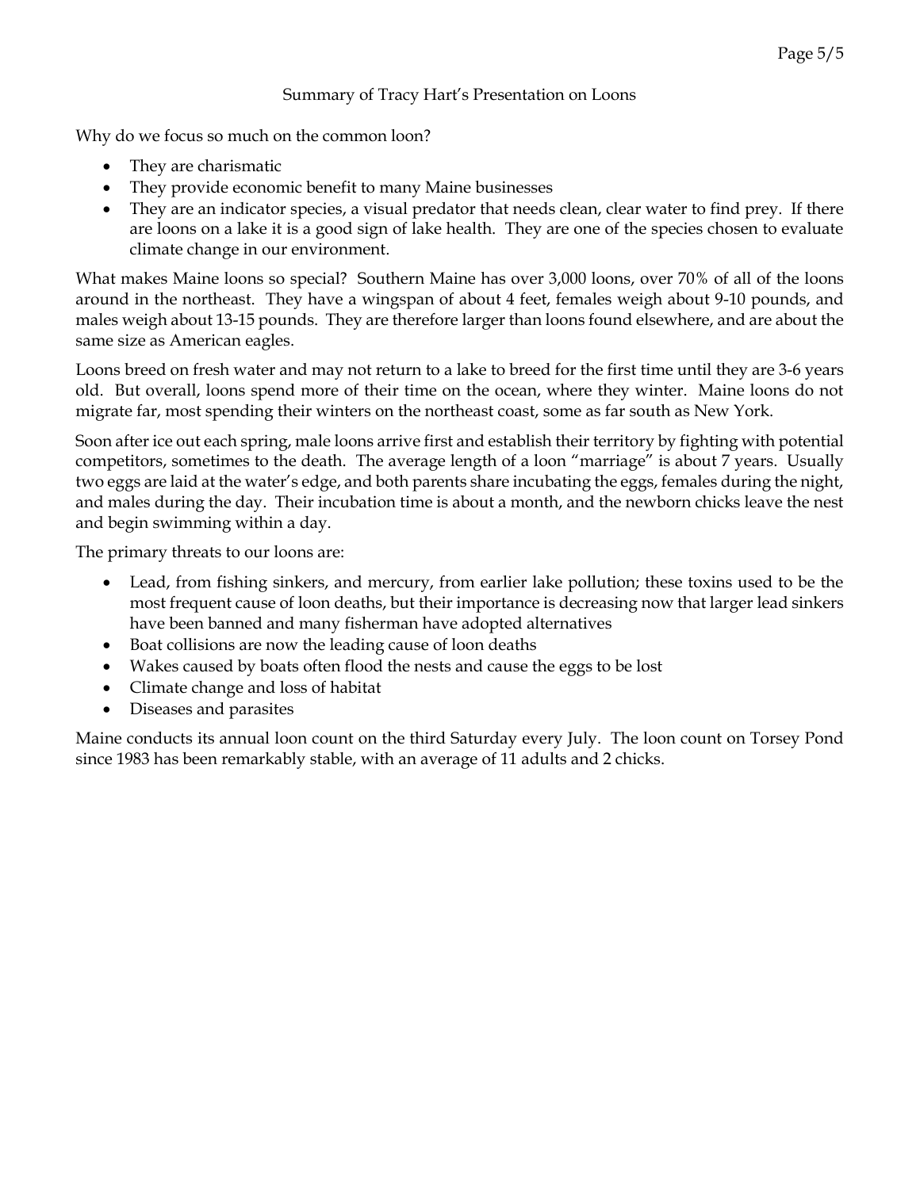## Summary of Tracy Hart's Presentation on Loons

Why do we focus so much on the common loon?

- They are charismatic
- They provide economic benefit to many Maine businesses
- They are an indicator species, a visual predator that needs clean, clear water to find prey. If there are loons on a lake it is a good sign of lake health. They are one of the species chosen to evaluate climate change in our environment.

What makes Maine loons so special? Southern Maine has over 3,000 loons, over 70% of all of the loons around in the northeast. They have a wingspan of about 4 feet, females weigh about 9-10 pounds, and males weigh about 13-15 pounds. They are therefore larger than loons found elsewhere, and are about the same size as American eagles.

Loons breed on fresh water and may not return to a lake to breed for the first time until they are 3-6 years old. But overall, loons spend more of their time on the ocean, where they winter. Maine loons do not migrate far, most spending their winters on the northeast coast, some as far south as New York.

Soon after ice out each spring, male loons arrive first and establish their territory by fighting with potential competitors, sometimes to the death. The average length of a loon "marriage" is about 7 years. Usually two eggs are laid at the water's edge, and both parents share incubating the eggs, females during the night, and males during the day. Their incubation time is about a month, and the newborn chicks leave the nest and begin swimming within a day.

The primary threats to our loons are:

- Lead, from fishing sinkers, and mercury, from earlier lake pollution; these toxins used to be the most frequent cause of loon deaths, but their importance is decreasing now that larger lead sinkers have been banned and many fisherman have adopted alternatives
- Boat collisions are now the leading cause of loon deaths
- Wakes caused by boats often flood the nests and cause the eggs to be lost
- Climate change and loss of habitat
- Diseases and parasites

Maine conducts its annual loon count on the third Saturday every July. The loon count on Torsey Pond since 1983 has been remarkably stable, with an average of 11 adults and 2 chicks.